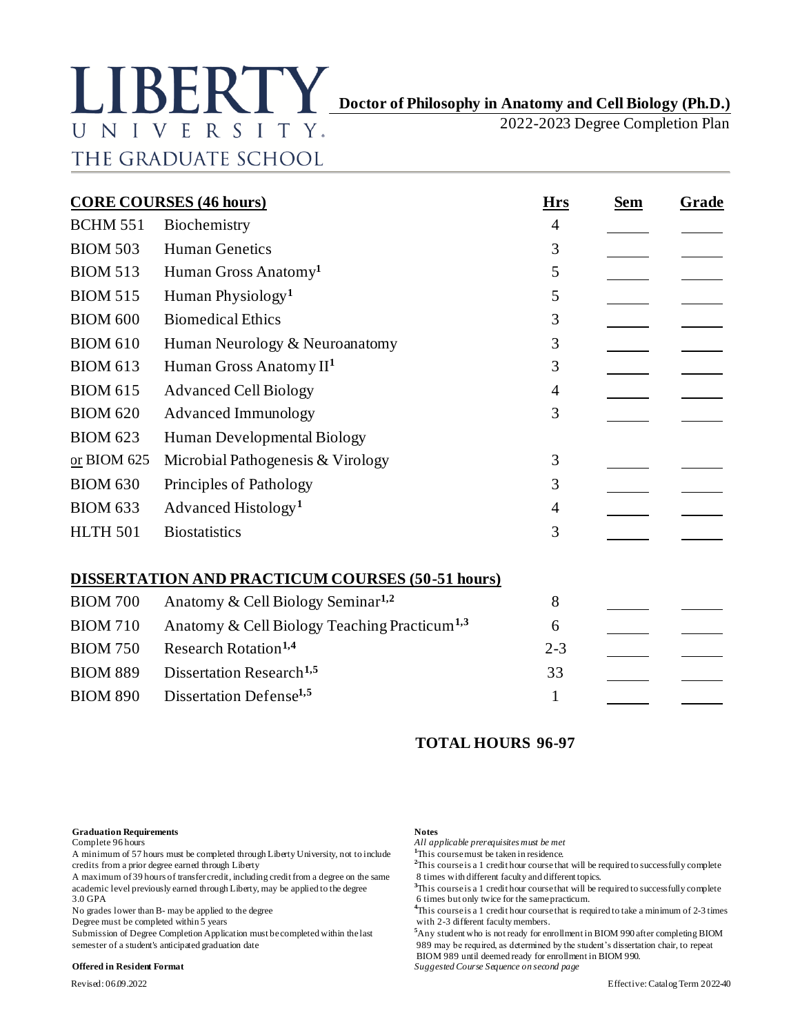# LIBERTY UNIVERSITY. THE GRADUATE SCHOOL

## Doctor of Philosophy in Anatomy and Cell Biology (Ph.D.)

2022-2023 Degree Completion Plan

| **CORE COURSES (46 hours)** | | **Hrs** | **Sem** | **Grade** |
|---|---|---|---|---|
| BCHM 551 | Biochemistry | 4 | | |
| BIOM 503 | Human Genetics | 3 | | |
| BIOM 513 | Human Gross Anatomy[1] | 5 | | |
| BIOM 515 | Human Physiology[1] | 5 | | |
| BIOM 600 | Biomedical Ethics | 3 | | |
| BIOM 610 | Human Neurology & Neuroanatomy | 3 | | |
| BIOM 613 | Human Gross Anatomy II[1] | 3 | | |
| BIOM 615 | Advanced Cell Biology | 4 | | |
| BIOM 620 | Advanced Immunology | 3 | | |
| BIOM 623 <br> or BIOM 625 | Human Developmental Biology <br> Microbial Pathogenesis & Virology | 3 | | |
| BIOM 630 | Principles of Pathology | 3 | | |
| BIOM 633 | Advanced Histology[1] | 4 | | |
| HLTH 501 | Biostatistics | 3 | | |

| **DISSERTATION AND PRACTICUM COURSES (50-51 hours)** | | **Hrs** | **Sem** | **Grade** |
|---|---|---|---|---|
| BIOM 700 | Anatomy & Cell Biology Seminar[1,2] | 8 | | |
| BIOM 710 | Anatomy & Cell Biology Teaching Practicum[1,3] | 6 | | |
| BIOM 750 | Research Rotation[1,4] | 2-3 | | |
| BIOM 889 | Dissertation Research[1,5] | 33 | | |
| BIOM 890 | Dissertation Defense[1,5] | 1 | | |

**TOTAL HOURS 96-97**

**Graduation Requirements**

Complete 96 hours

A minimum of 57 hours must be completed through Liberty University, not to include credits from a prior degree earned through Liberty

A maximum of 39 hours of transfer credit, including credit from a degree on the same academic level previously earned through Liberty, may be applied to the degree

3.0 GPA

No grades lower than B- may be applied to the degree

Degree must be completed within 5 years

Submission of Degree Completion Application must be completed within the last semester of a student's anticipated graduation date

**Offered in Resident Format**

**Notes**

*All applicable prerequisites must be met*

[1]This course must be taken in residence.

[2]This course is a 1 credit hour course that will be required to successfully complete 8 times with different faculty and different topics.

[3]This course is a 1 credit hour course that will be required to successfully complete 6 times but only twice for the same practicum.

[4]This course is a 1 credit hour course that is required to take a minimum of 2-3 times with 2-3 different faculty members.

[5]Any student who is not ready for enrollment in BIOM 990 after completing BIOM 989 may be required, as determined by the student's dissertation chair, to repeat BIOM 989 until deemed ready for enrollment in BIOM 990.

*Suggested Course Sequence on second page*

Revised: 06.09.2022

Effective: Catalog Term 2022-40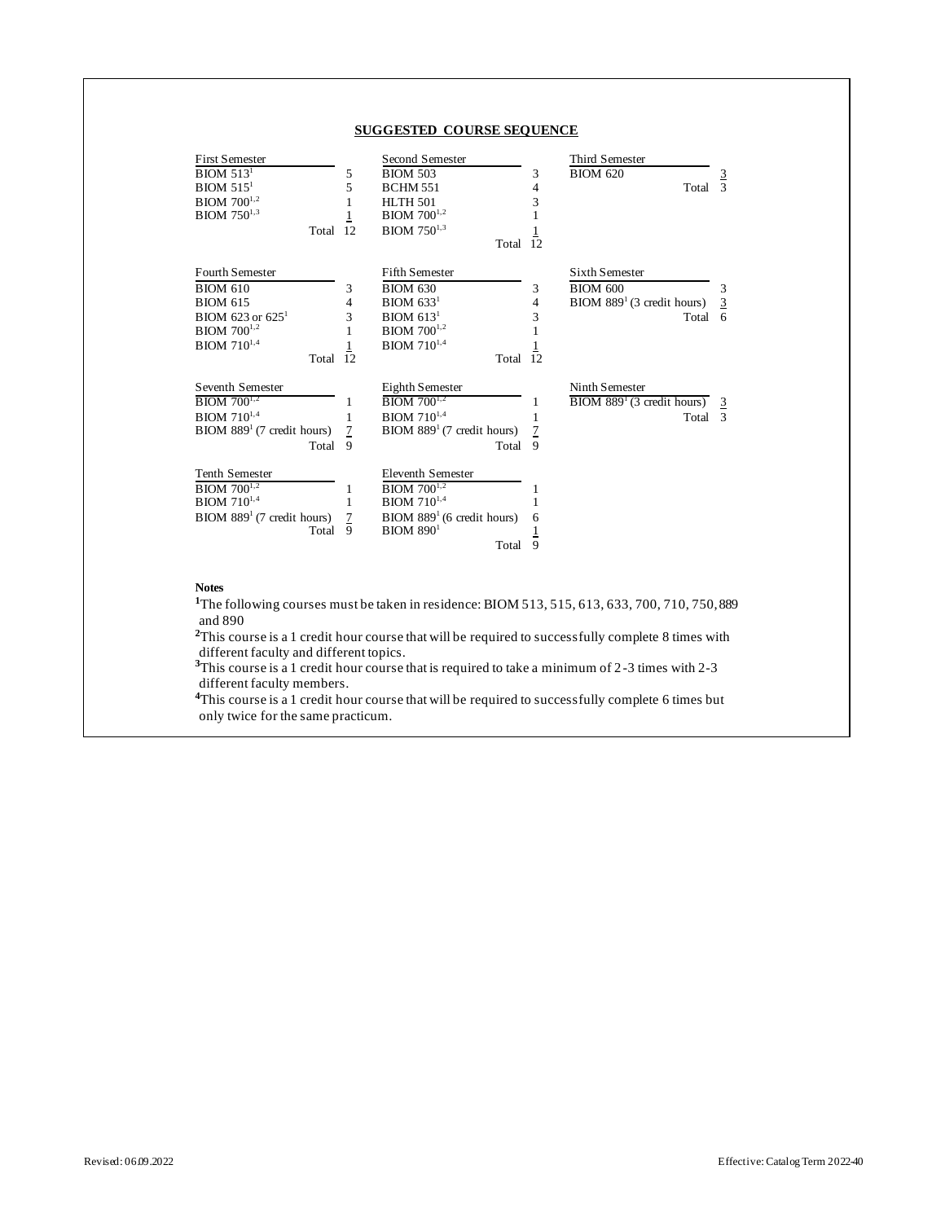## SUGGESTED COURSE SEQUENCE

| First Semester | | Second Semester | | Third Semester | |
|---|---|---|---|---|---|
| BIOM 513[1] | 5 | BIOM 503 | 3 | BIOM 620 | 3 |
| BIOM 515[1] | 5 | BCHM 551 | 4 | Total | 3 |
| BIOM 700[1,2] | 1 | HLTH 501 | 3 | | |
| BIOM 750[1,3] | 1 | BIOM 700[1,2] | 1 | | |
| Total | 12 | BIOM 750[1,3] | 1 | | |
| | | Total | 12 | | |

| Fourth Semester | | Fifth Semester | | Sixth Semester | |
|---|---|---|---|---|---|
| BIOM 610 | 3 | BIOM 630 | 3 | BIOM 600 | 3 |
| BIOM 615 | 4 | BIOM 633[1] | 4 | BIOM 889[1] (3 credit hours) | 3 |
| BIOM 623 or 625[1] | 3 | BIOM 613[1] | 3 | Total | 6 |
| BIOM 700[1,2] | 1 | BIOM 700[1,2] | 1 | | |
| BIOM 710[1,4] | 1 | BIOM 710[1,4] | 1 | | |
| Total | 12 | Total | 12 | | |

| Seventh Semester | | Eighth Semester | | Ninth Semester | |
|---|---|---|---|---|---|
| BIOM 700[1,2] | 1 | BIOM 700[1,2] | 1 | BIOM 889[1] (3 credit hours) | 3 |
| BIOM 710[1,4] | 1 | BIOM 710[1,4] | 1 | Total | 3 |
| BIOM 889[1] (7 credit hours) | 7 | BIOM 889[1] (7 credit hours) | 7 | | |
| Total | 9 | Total | 9 | | |

| Tenth Semester | | Eleventh Semester | |
|---|---|---|---|
| BIOM 700[1,2] | 1 | BIOM 700[1,2] | 1 |
| BIOM 710[1,4] | 1 | BIOM 710[1,4] | 1 |
| BIOM 889[1] (7 credit hours) | 7 | BIOM 889[1] (6 credit hours) | 6 |
| Total | 9 | BIOM 890[1] | 1 |
| | | Total | 9 |

**Notes**

[1]The following courses must be taken in residence: BIOM 513, 515, 613, 633, 700, 710, 750, 889 and 890

[2]This course is a 1 credit hour course that will be required to successfully complete 8 times with different faculty and different topics.

[3]This course is a 1 credit hour course that is required to take a minimum of 2-3 times with 2-3 different faculty members.

[4]This course is a 1 credit hour course that will be required to successfully complete 6 times but only twice for the same practicum.

Revised: 06.09.2022 Effective: Catalog Term 2022-40